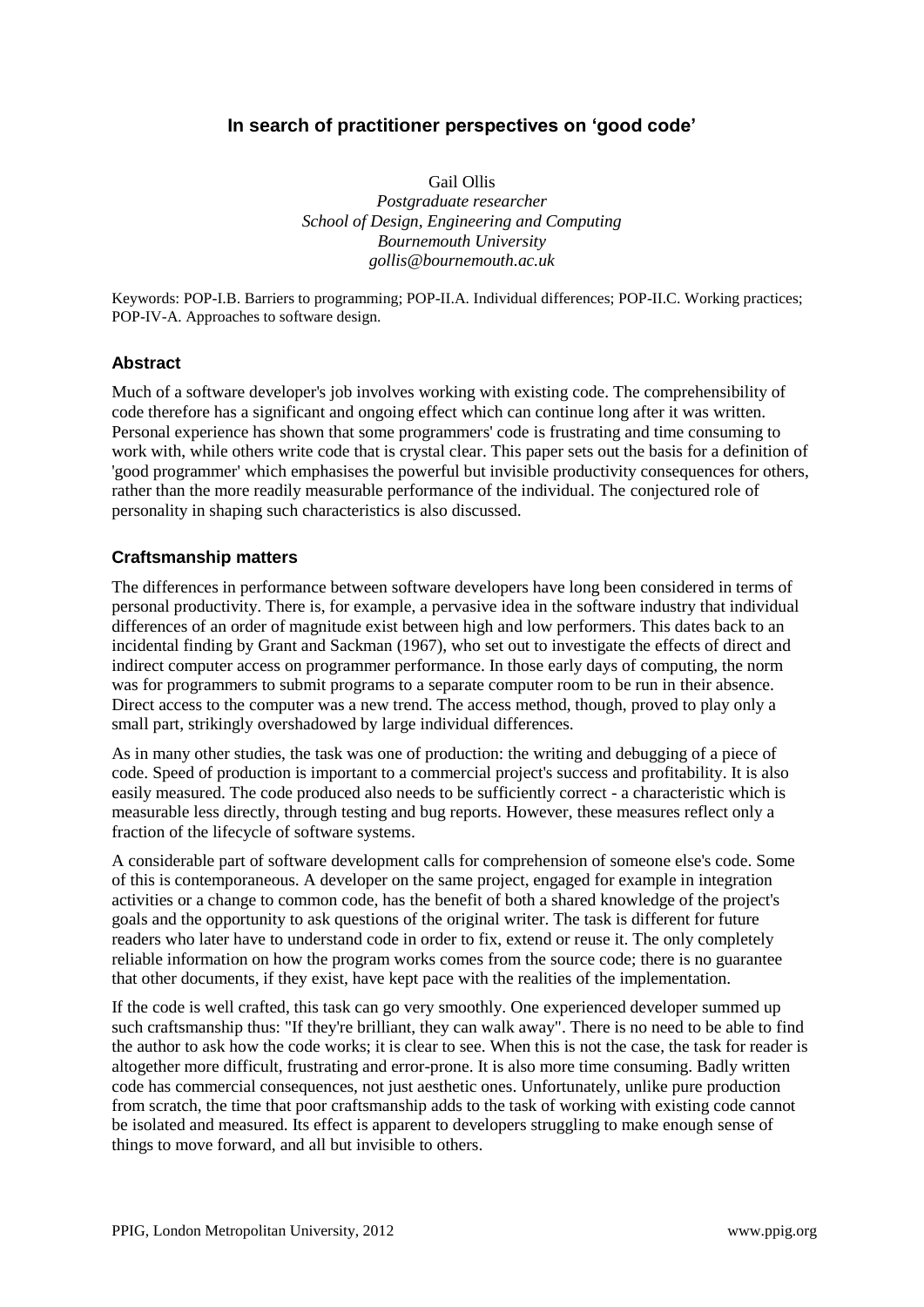# In search of practitioner perspectives on 'good code'

Gail Ollis
*Postgraduate researcher*
*School of Design, Engineering and Computing*
*Bournemouth University*
*gollis@bournemouth.ac.uk*

Keywords: POP-I.B. Barriers to programming; POP-II.A. Individual differences; POP-II.C. Working practices; POP-IV-A. Approaches to software design.

## Abstract

Much of a software developer's job involves working with existing code. The comprehensibility of code therefore has a significant and ongoing effect which can continue long after it was written. Personal experience has shown that some programmers' code is frustrating and time consuming to work with, while others write code that is crystal clear. This paper sets out the basis for a definition of 'good programmer' which emphasises the powerful but invisible productivity consequences for others, rather than the more readily measurable performance of the individual. The conjectured role of personality in shaping such characteristics is also discussed.

## Craftsmanship matters

The differences in performance between software developers have long been considered in terms of personal productivity. There is, for example, a pervasive idea in the software industry that individual differences of an order of magnitude exist between high and low performers. This dates back to an incidental finding by Grant and Sackman (1967), who set out to investigate the effects of direct and indirect computer access on programmer performance. In those early days of computing, the norm was for programmers to submit programs to a separate computer room to be run in their absence. Direct access to the computer was a new trend. The access method, though, proved to play only a small part, strikingly overshadowed by large individual differences.

As in many other studies, the task was one of production: the writing and debugging of a piece of code. Speed of production is important to a commercial project's success and profitability. It is also easily measured. The code produced also needs to be sufficiently correct - a characteristic which is measurable less directly, through testing and bug reports. However, these measures reflect only a fraction of the lifecycle of software systems.

A considerable part of software development calls for comprehension of someone else's code. Some of this is contemporaneous. A developer on the same project, engaged for example in integration activities or a change to common code, has the benefit of both a shared knowledge of the project's goals and the opportunity to ask questions of the original writer. The task is different for future readers who later have to understand code in order to fix, extend or reuse it. The only completely reliable information on how the program works comes from the source code; there is no guarantee that other documents, if they exist, have kept pace with the realities of the implementation.

If the code is well crafted, this task can go very smoothly. One experienced developer summed up such craftsmanship thus: "If they're brilliant, they can walk away". There is no need to be able to find the author to ask how the code works; it is clear to see. When this is not the case, the task for reader is altogether more difficult, frustrating and error-prone. It is also more time consuming. Badly written code has commercial consequences, not just aesthetic ones. Unfortunately, unlike pure production from scratch, the time that poor craftsmanship adds to the task of working with existing code cannot be isolated and measured. Its effect is apparent to developers struggling to make enough sense of things to move forward, and all but invisible to others.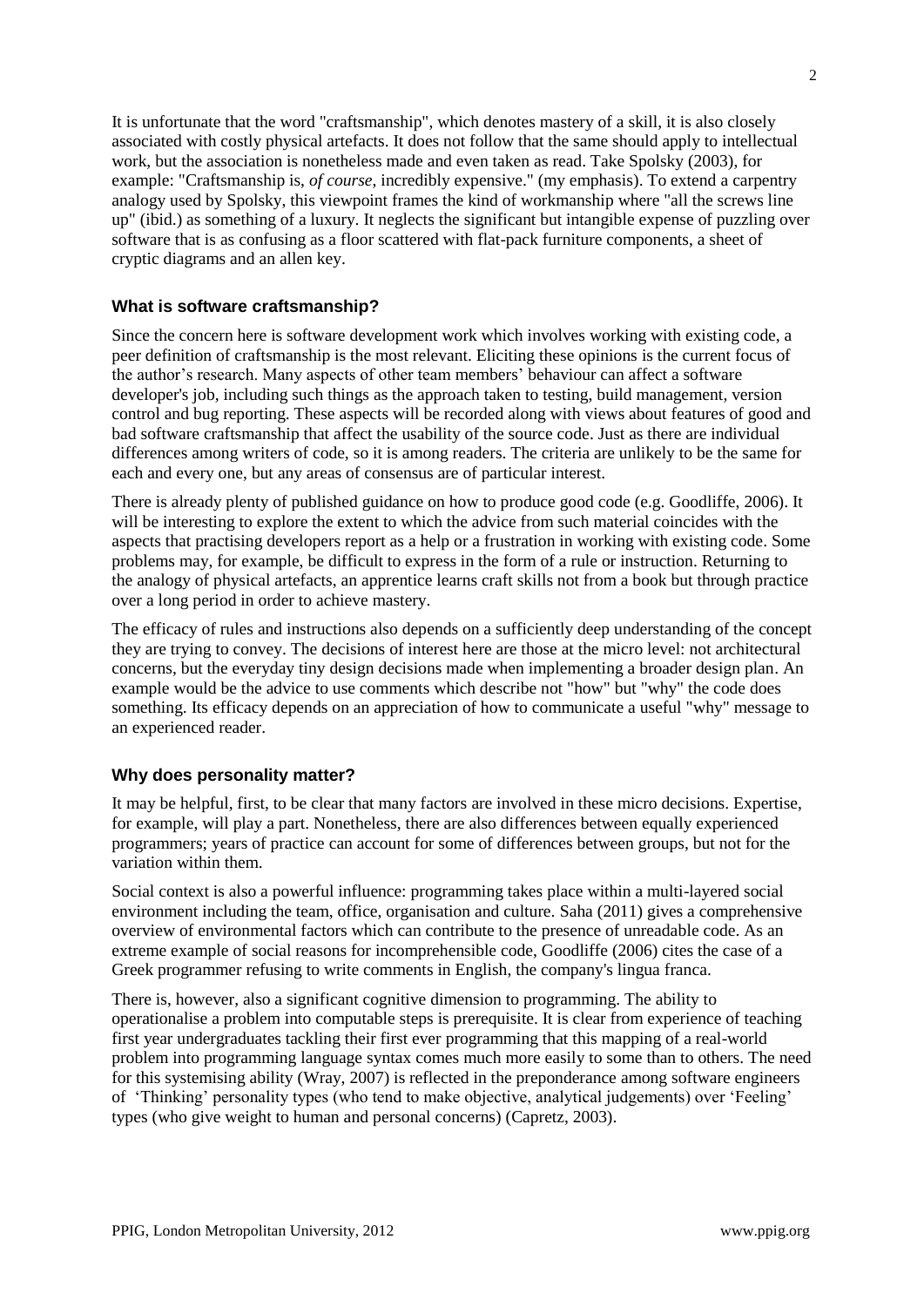It is unfortunate that the word "craftsmanship", which denotes mastery of a skill, it is also closely associated with costly physical artefacts. It does not follow that the same should apply to intellectual work, but the association is nonetheless made and even taken as read. Take Spolsky (2003), for example: "Craftsmanship is, *of course*, incredibly expensive." (my emphasis). To extend a carpentry analogy used by Spolsky, this viewpoint frames the kind of workmanship where "all the screws line up" (ibid.) as something of a luxury. It neglects the significant but intangible expense of puzzling over software that is as confusing as a floor scattered with flat-pack furniture components, a sheet of cryptic diagrams and an allen key.

### What is software craftsmanship?

Since the concern here is software development work which involves working with existing code, a peer definition of craftsmanship is the most relevant. Eliciting these opinions is the current focus of the author's research. Many aspects of other team members' behaviour can affect a software developer's job, including such things as the approach taken to testing, build management, version control and bug reporting. These aspects will be recorded along with views about features of good and bad software craftsmanship that affect the usability of the source code. Just as there are individual differences among writers of code, so it is among readers. The criteria are unlikely to be the same for each and every one, but any areas of consensus are of particular interest.

There is already plenty of published guidance on how to produce good code (e.g. Goodliffe, 2006). It will be interesting to explore the extent to which the advice from such material coincides with the aspects that practising developers report as a help or a frustration in working with existing code. Some problems may, for example, be difficult to express in the form of a rule or instruction. Returning to the analogy of physical artefacts, an apprentice learns craft skills not from a book but through practice over a long period in order to achieve mastery.

The efficacy of rules and instructions also depends on a sufficiently deep understanding of the concept they are trying to convey. The decisions of interest here are those at the micro level: not architectural concerns, but the everyday tiny design decisions made when implementing a broader design plan. An example would be the advice to use comments which describe not "how" but "why" the code does something. Its efficacy depends on an appreciation of how to communicate a useful "why" message to an experienced reader.

### Why does personality matter?

It may be helpful, first, to be clear that many factors are involved in these micro decisions. Expertise, for example, will play a part. Nonetheless, there are also differences between equally experienced programmers; years of practice can account for some of differences between groups, but not for the variation within them.

Social context is also a powerful influence: programming takes place within a multi-layered social environment including the team, office, organisation and culture. Saha (2011) gives a comprehensive overview of environmental factors which can contribute to the presence of unreadable code. As an extreme example of social reasons for incomprehensible code, Goodliffe (2006) cites the case of a Greek programmer refusing to write comments in English, the company's lingua franca.

There is, however, also a significant cognitive dimension to programming. The ability to operationalise a problem into computable steps is prerequisite. It is clear from experience of teaching first year undergraduates tackling their first ever programming that this mapping of a real-world problem into programming language syntax comes much more easily to some than to others. The need for this systemising ability (Wray, 2007) is reflected in the preponderance among software engineers of 'Thinking' personality types (who tend to make objective, analytical judgements) over 'Feeling' types (who give weight to human and personal concerns) (Capretz, 2003).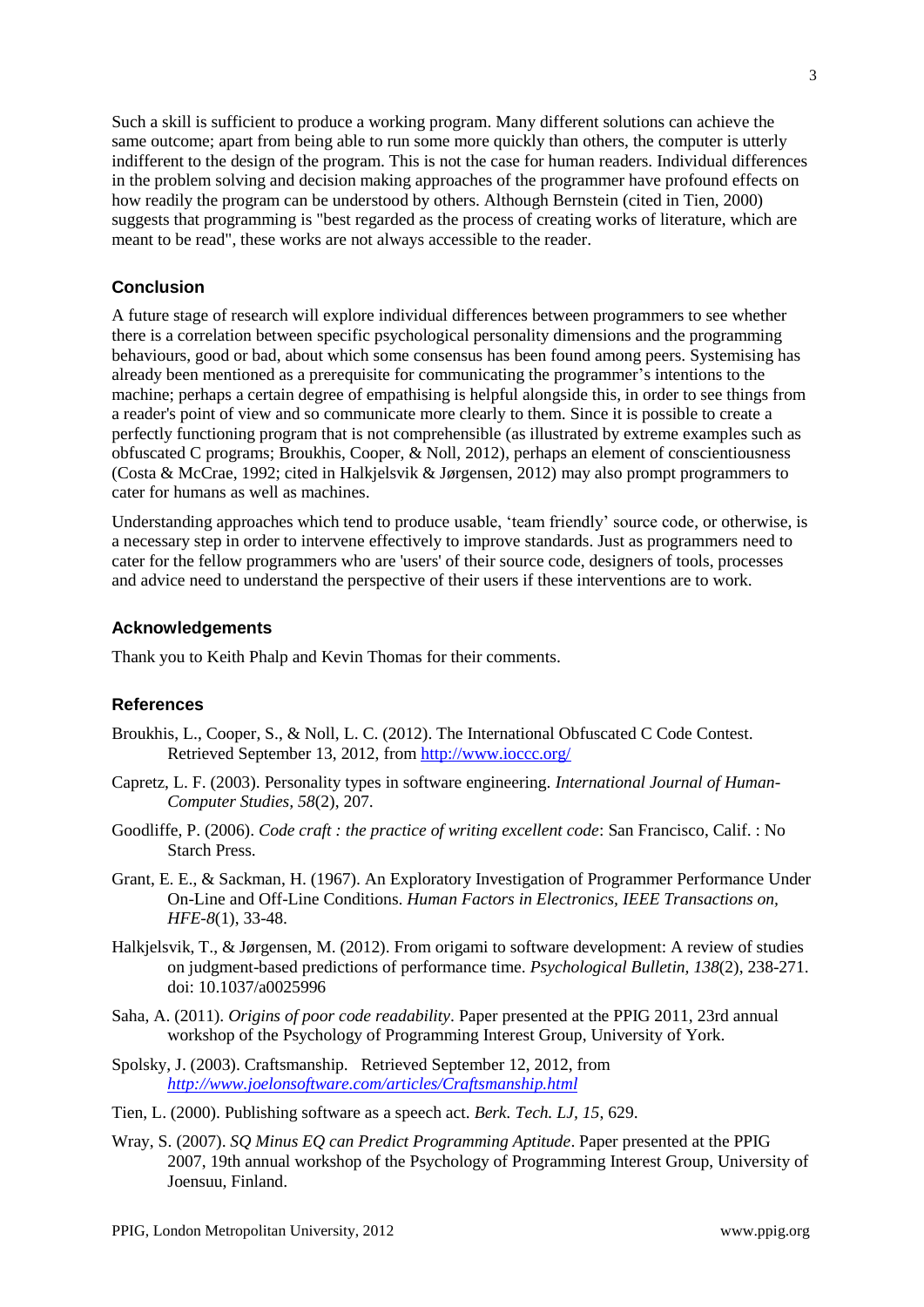Such a skill is sufficient to produce a working program. Many different solutions can achieve the same outcome; apart from being able to run some more quickly than others, the computer is utterly indifferent to the design of the program. This is not the case for human readers. Individual differences in the problem solving and decision making approaches of the programmer have profound effects on how readily the program can be understood by others. Although Bernstein (cited in Tien, 2000) suggests that programming is "best regarded as the process of creating works of literature, which are meant to be read", these works are not always accessible to the reader.

## Conclusion

A future stage of research will explore individual differences between programmers to see whether there is a correlation between specific psychological personality dimensions and the programming behaviours, good or bad, about which some consensus has been found among peers. Systemising has already been mentioned as a prerequisite for communicating the programmer's intentions to the machine; perhaps a certain degree of empathising is helpful alongside this, in order to see things from a reader's point of view and so communicate more clearly to them. Since it is possible to create a perfectly functioning program that is not comprehensible (as illustrated by extreme examples such as obfuscated C programs; Broukhis, Cooper, & Noll, 2012), perhaps an element of conscientiousness (Costa & McCrae, 1992; cited in Halkjelsvik & Jørgensen, 2012) may also prompt programmers to cater for humans as well as machines.

Understanding approaches which tend to produce usable, 'team friendly' source code, or otherwise, is a necessary step in order to intervene effectively to improve standards. Just as programmers need to cater for the fellow programmers who are 'users' of their source code, designers of tools, processes and advice need to understand the perspective of their users if these interventions are to work.

## Acknowledgements

Thank you to Keith Phalp and Kevin Thomas for their comments.

## References

Broukhis, L., Cooper, S., & Noll, L. C. (2012). The International Obfuscated C Code Contest. Retrieved September 13, 2012, from http://www.ioccc.org/

Capretz, L. F. (2003). Personality types in software engineering. *International Journal of Human-Computer Studies, 58*(2), 207.

Goodliffe, P. (2006). *Code craft : the practice of writing excellent code*: San Francisco, Calif. : No Starch Press.

Grant, E. E., & Sackman, H. (1967). An Exploratory Investigation of Programmer Performance Under On-Line and Off-Line Conditions. *Human Factors in Electronics, IEEE Transactions on, HFE-8*(1), 33-48.

Halkjelsvik, T., & Jørgensen, M. (2012). From origami to software development: A review of studies on judgment-based predictions of performance time. *Psychological Bulletin, 138*(2), 238-271. doi: 10.1037/a0025996

Saha, A. (2011). *Origins of poor code readability*. Paper presented at the PPIG 2011, 23rd annual workshop of the Psychology of Programming Interest Group, University of York.

Spolsky, J. (2003). Craftsmanship. Retrieved September 12, 2012, from *http://www.joelonsoftware.com/articles/Craftsmanship.html*

Tien, L. (2000). Publishing software as a speech act. *Berk. Tech. LJ, 15*, 629.

Wray, S. (2007). *SQ Minus EQ can Predict Programming Aptitude*. Paper presented at the PPIG 2007, 19th annual workshop of the Psychology of Programming Interest Group, University of Joensuu, Finland.